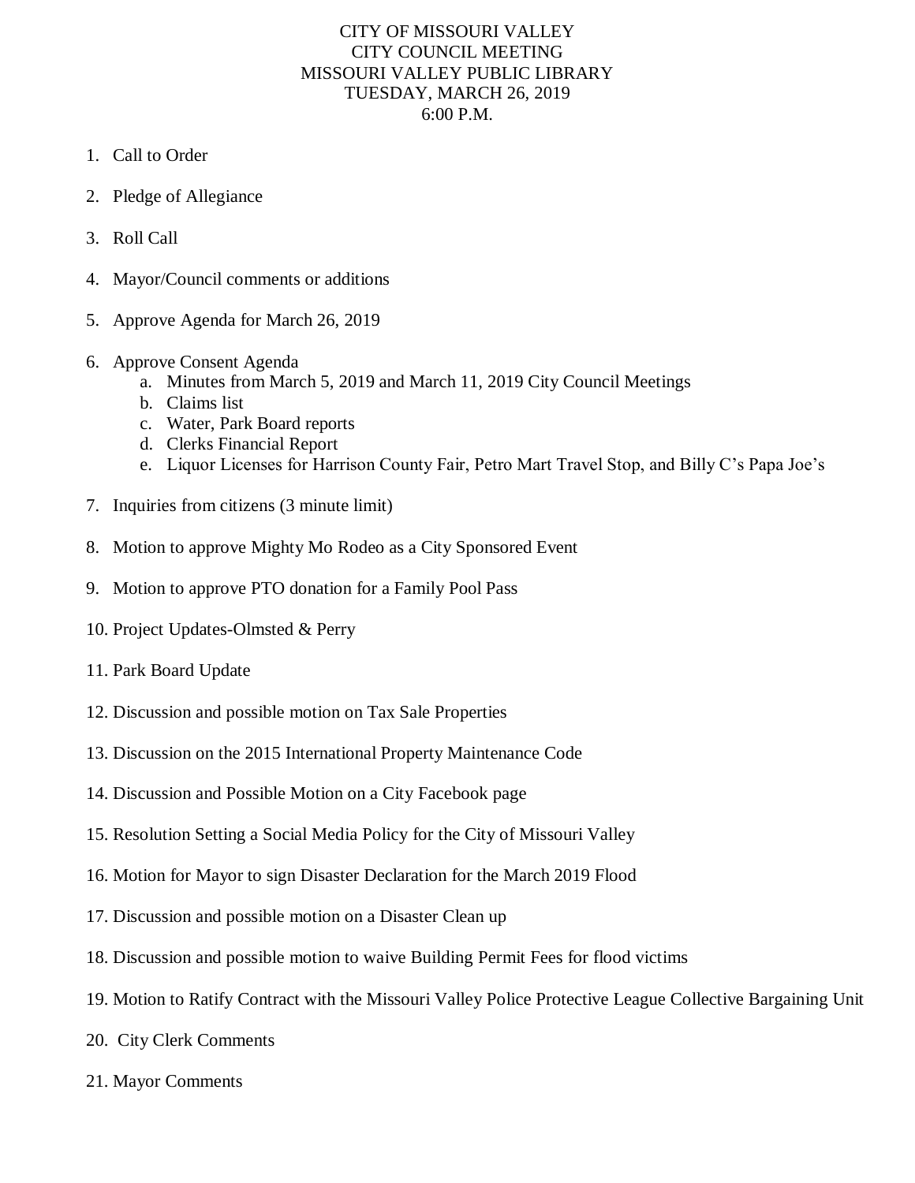# CITY OF MISSOURI VALLEY
## CITY COUNCIL MEETING
## MISSOURI VALLEY PUBLIC LIBRARY
## TUESDAY, MARCH 26, 2019
## 6:00 P.M.

1. Call to Order
2. Pledge of Allegiance
3. Roll Call
4. Mayor/Council comments or additions
5. Approve Agenda for March 26, 2019
6. Approve Consent Agenda
   a. Minutes from March 5, 2019 and March 11, 2019 City Council Meetings
   b. Claims list
   c. Water, Park Board reports
   d. Clerks Financial Report
   e. Liquor Licenses for Harrison County Fair, Petro Mart Travel Stop, and Billy C's Papa Joe's
7. Inquiries from citizens (3 minute limit)
8. Motion to approve Mighty Mo Rodeo as a City Sponsored Event
9. Motion to approve PTO donation for a Family Pool Pass
10. Project Updates-Olmsted & Perry
11. Park Board Update
12. Discussion and possible motion on Tax Sale Properties
13. Discussion on the 2015 International Property Maintenance Code
14. Discussion and Possible Motion on a City Facebook page
15. Resolution Setting a Social Media Policy for the City of Missouri Valley
16. Motion for Mayor to sign Disaster Declaration for the March 2019 Flood
17. Discussion and possible motion on a Disaster Clean up
18. Discussion and possible motion to waive Building Permit Fees for flood victims
19. Motion to Ratify Contract with the Missouri Valley Police Protective League Collective Bargaining Unit
20. City Clerk Comments
21. Mayor Comments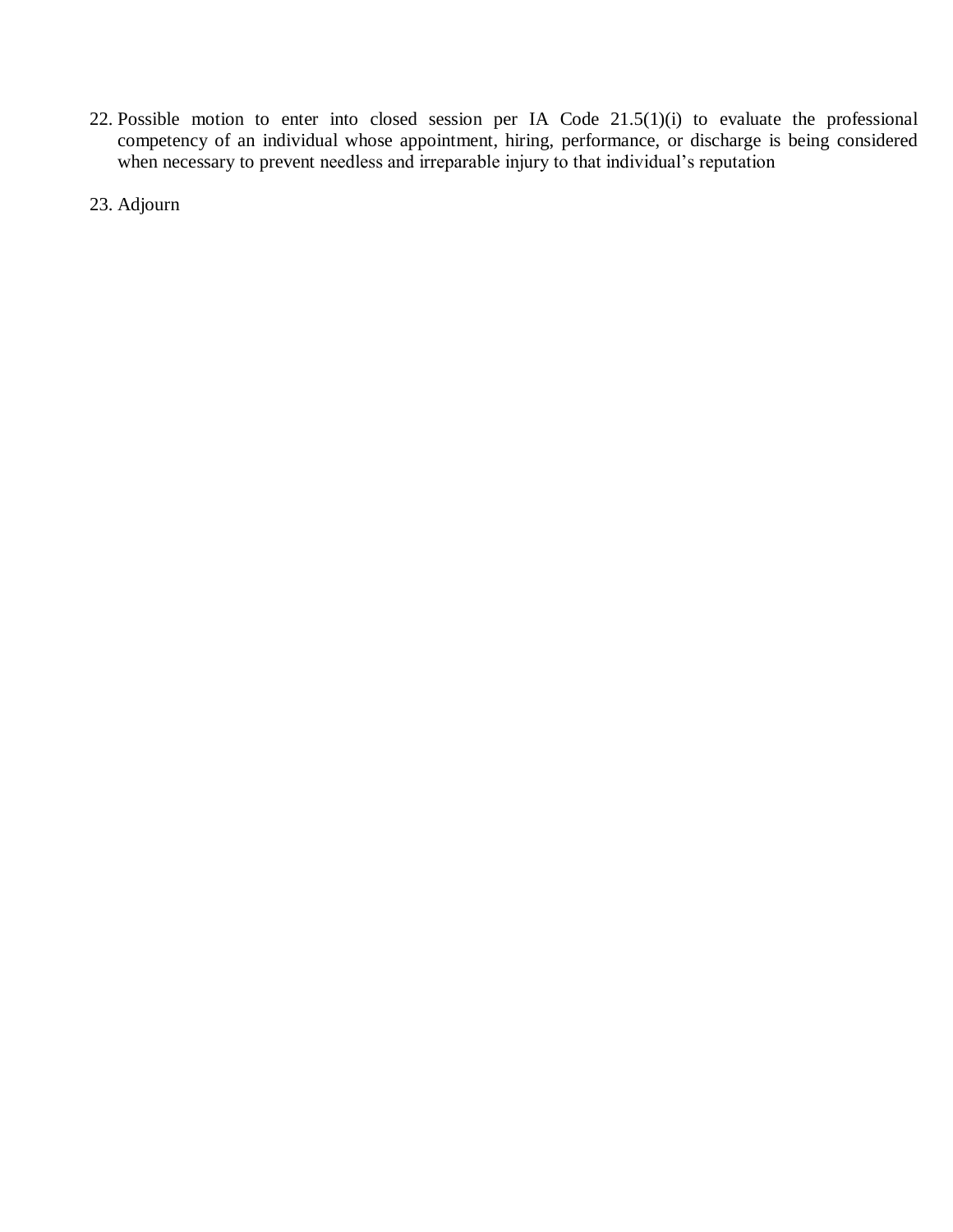22. Possible motion to enter into closed session per IA Code 21.5(1)(i) to evaluate the professional competency of an individual whose appointment, hiring, performance, or discharge is being considered when necessary to prevent needless and irreparable injury to that individual's reputation

23. Adjourn